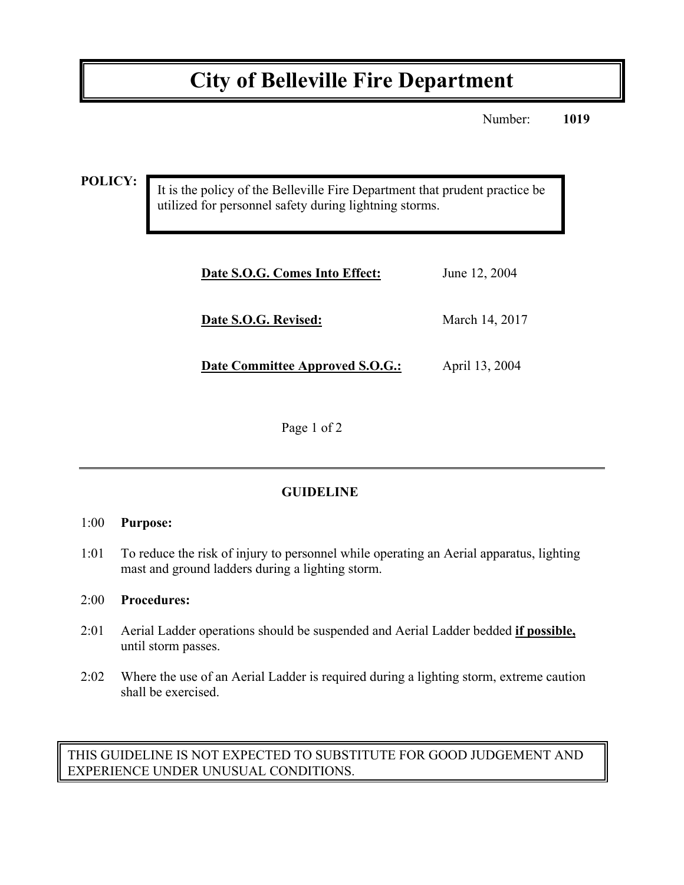# City of Belleville Fire Department

Number: **1019**

**POLICY:**

It is the policy of the Belleville Fire Department that prudent practice be utilized for personnel safety during lightning storms.

| | |
|---|---|
| **Date S.O.G. Comes Into Effect:** | June 12, 2004 |
| **Date S.O.G. Revised:** | March 14, 2017 |
| **Date Committee Approved S.O.G.:** | April 13, 2004 |

---

## GUIDELINE

1:00 **Purpose:**

1:01 To reduce the risk of injury to personnel while operating an Aerial apparatus, lighting mast and ground ladders during a lighting storm.

2:00 **Procedures:**

2:01 Aerial Ladder operations should be suspended and Aerial Ladder bedded **if possible,** until storm passes.

2:02 Where the use of an Aerial Ladder is required during a lighting storm, extreme caution shall be exercised.

THIS GUIDELINE IS NOT EXPECTED TO SUBSTITUTE FOR GOOD JUDGEMENT AND EXPERIENCE UNDER UNUSUAL CONDITIONS.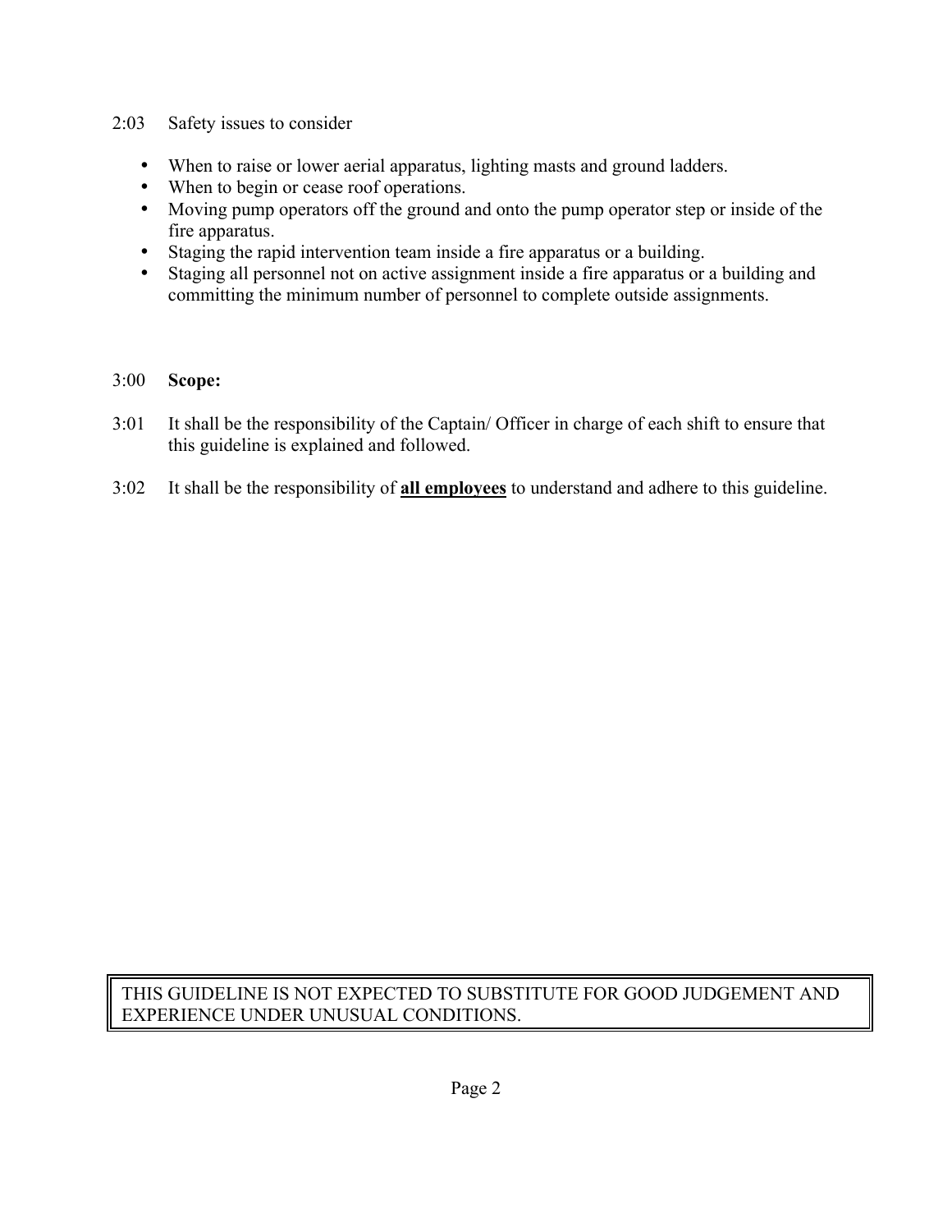2:03 Safety issues to consider

- When to raise or lower aerial apparatus, lighting masts and ground ladders.
- When to begin or cease roof operations.
- Moving pump operators off the ground and onto the pump operator step or inside of the fire apparatus.
- Staging the rapid intervention team inside a fire apparatus or a building.
- Staging all personnel not on active assignment inside a fire apparatus or a building and committing the minimum number of personnel to complete outside assignments.

3:00 **Scope:**

3:01 It shall be the responsibility of the Captain/ Officer in charge of each shift to ensure that this guideline is explained and followed.

3:02 It shall be the responsibility of **all employees** to understand and adhere to this guideline.

THIS GUIDELINE IS NOT EXPECTED TO SUBSTITUTE FOR GOOD JUDGEMENT AND EXPERIENCE UNDER UNUSUAL CONDITIONS.